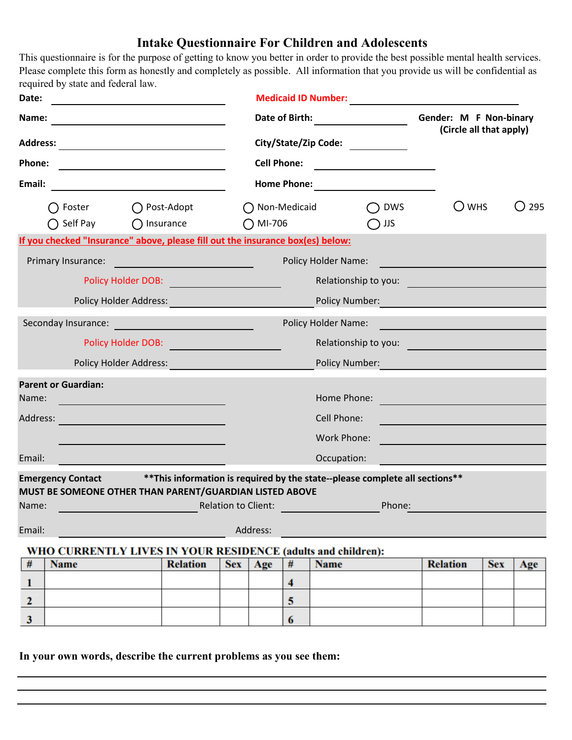# Intake Questionnaire For Children and Adolescents

This questionnaire is for the purpose of getting to know you better in order to provide the best possible mental health services. Please complete this form as honestly and completely as possible. All information that you provide us will be confidential as required by state and federal law.

**Date:** ______________________ **Medicaid ID Number:** ______________________

**Name:** ______________________ **Date of Birth:** ______________ **Gender: M F Non-binary (Circle all that apply)**

**Address:** ______________________ **City/State/Zip Code:** __________

**Phone:** ______________________ **Cell Phone:** ______________________

**Email:** ______________________ **Home Phone:** ______________________

○ Foster ○ Post-Adopt ○ Non-Medicaid ○ DWS ○ WHS ○ 295

○ Self Pay ○ Insurance ○ MI-706 ○ JJS

**If you checked "Insurance" above, please fill out the insurance box(es) below:**

Primary Insurance: ______________________ Policy Holder Name: ______________________

Policy Holder DOB: ______________________ Relationship to you: ______________________

Policy Holder Address: ______________________ Policy Number: ______________________

Seconday Insurance: ______________________ Policy Holder Name: ______________________

Policy Holder DOB: ______________________ Relationship to you: ______________________

Policy Holder Address: ______________________ Policy Number: ______________________

**Parent or Guardian:**

Name: ______________________ Home Phone: ______________________

Address: ______________________ Cell Phone: ______________________

______________________ Work Phone: ______________________

Email: ______________________ Occupation: ______________________

**Emergency Contact** **\*\*This information is required by the state--please complete all sections\*\***

**MUST BE SOMEONE OTHER THAN PARENT/GUARDIAN LISTED ABOVE**

Name: ______________________ Relation to Client: ______________________ Phone: ______________________

Email: ______________________ Address: ______________________

**WHO CURRENTLY LIVES IN YOUR RESIDENCE (adults and children):**

| # | Name | Relation | Sex | Age | # | Name | Relation | Sex | Age |
|---|---|---|---|---|---|---|---|---|---|
| 1 | | | | | 4 | | | | |
| 2 | | | | | 5 | | | | |
| 3 | | | | | 6 | | | | |

**In your own words, describe the current problems as you see them:**

______________________________________________________________________

______________________________________________________________________

______________________________________________________________________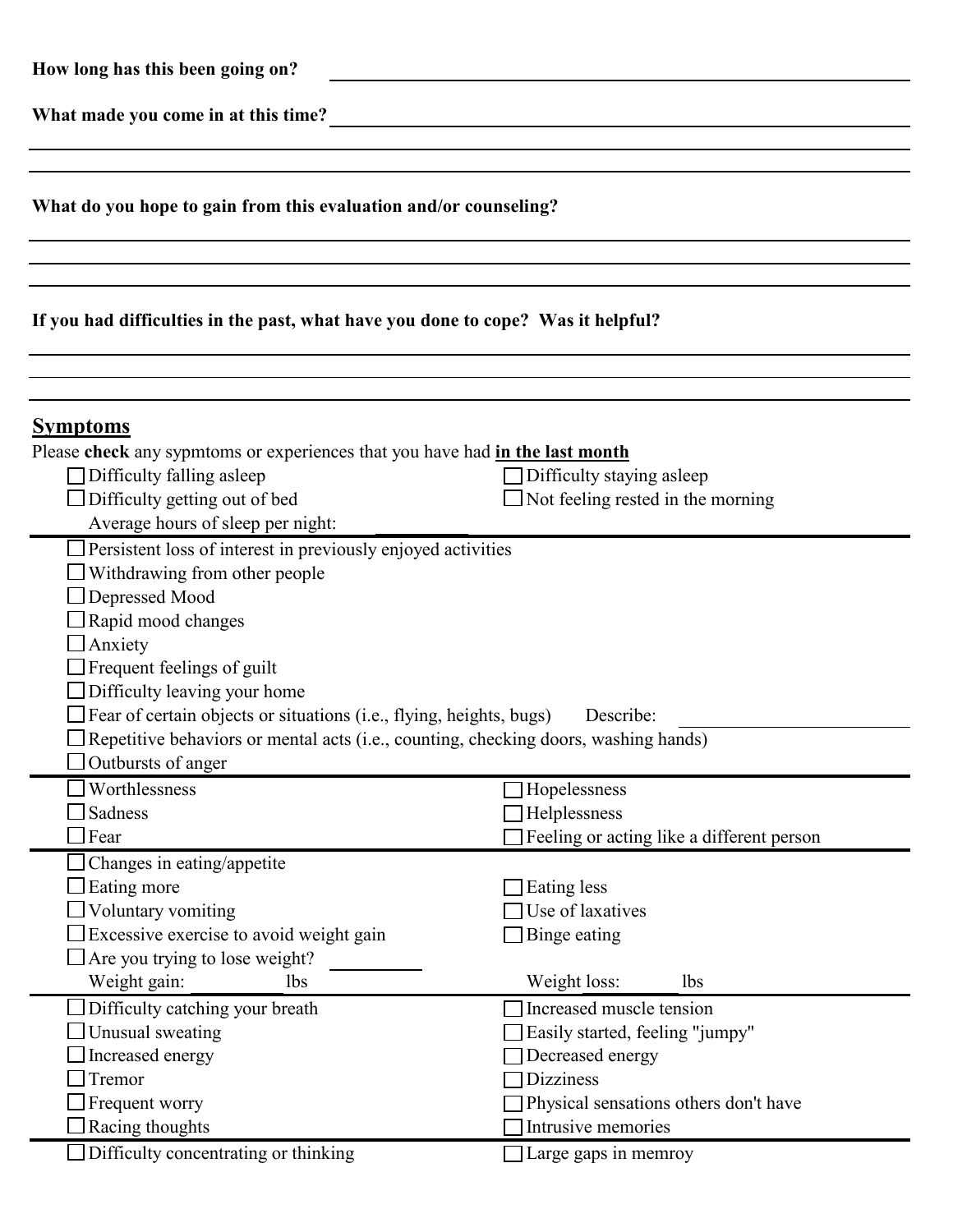**How long has this been going on?** ____________________

**What made you come in at this time?** ____________________

____________________

____________________

**What do you hope to gain from this evaluation and/or counseling?**

____________________

____________________

____________________

**If you had difficulties in the past, what have you done to cope? Was it helpful?**

____________________

____________________

____________________

## Symptoms

Please **check** any sypmtoms or experiences that you have had **in the last month**

- ☐ Difficulty falling asleep
- ☐ Difficulty staying asleep
- ☐ Difficulty getting out of bed
- ☐ Not feeling rested in the morning
- Average hours of sleep per night: ________

---

- ☐ Persistent loss of interest in previously enjoyed activities
- ☐ Withdrawing from other people
- ☐ Depressed Mood
- ☐ Rapid mood changes
- ☐ Anxiety
- ☐ Frequent feelings of guilt
- ☐ Difficulty leaving your home
- ☐ Fear of certain objects or situations (i.e., flying, heights, bugs) Describe: ____________________
- ☐ Repetitive behaviors or mental acts (i.e., counting, checking doors, washing hands)
- ☐ Outbursts of anger

---

- ☐ Worthlessness
- ☐ Hopelessness
- ☐ Sadness
- ☐ Helplessness
- ☐ Fear
- ☐ Feeling or acting like a different person

---

- ☐ Changes in eating/appetite
- ☐ Eating more
- ☐ Eating less
- ☐ Voluntary vomiting
- ☐ Use of laxatives
- ☐ Excessive exercise to avoid weight gain
- ☐ Binge eating
- ☐ Are you trying to lose weight? ________
- Weight gain: ________ lbs
- Weight loss: ________ lbs

---

- ☐ Difficulty catching your breath
- ☐ Increased muscle tension
- ☐ Unusual sweating
- ☐ Easily started, feeling "jumpy"
- ☐ Increased energy
- ☐ Decreased energy
- ☐ Tremor
- ☐ Dizziness
- ☐ Frequent worry
- ☐ Physical sensations others don't have
- ☐ Racing thoughts
- ☐ Intrusive memories

---

- ☐ Difficulty concentrating or thinking
- ☐ Large gaps in memroy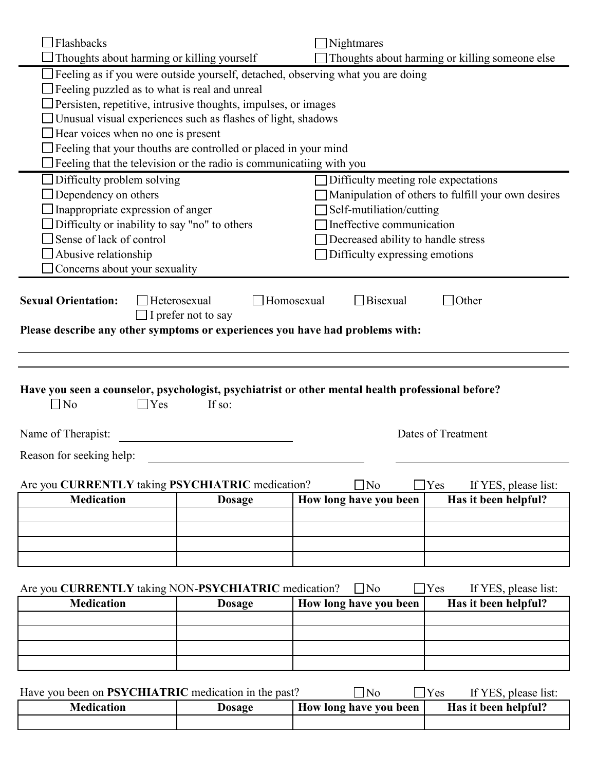- ☐ Flashbacks
- ☐ Nightmares
- ☐ Thoughts about harming or killing yourself
- ☐ Thoughts about harming or killing someone else

---

- ☐ Feeling as if you were outside yourself, detached, observing what you are doing
- ☐ Feeling puzzled as to what is real and unreal
- ☐ Persisten, repetitive, intrusive thoughts, impulses, or images
- ☐ Unusual visual experiences such as flashes of light, shadows
- ☐ Hear voices when no one is present
- ☐ Feeling that your thouths are controlled or placed in your mind
- ☐ Feeling that the television or the radio is communicatiing with you

---

- ☐ Difficulty problem solving
- ☐ Difficulty meeting role expectations
- ☐ Dependency on others
- ☐ Manipulation of others to fulfill your own desires
- ☐ Inappropriate expression of anger
- ☐ Self-mutiliation/cutting
- ☐ Difficulty or inability to say "no" to others
- ☐ Ineffective communication
- ☐ Sense of lack of control
- ☐ Decreased ability to handle stress
- ☐ Abusive relationship
- ☐ Difficulty expressing emotions
- ☐ Concerns about your sexuality

---

**Sexual Orientation:** ☐ Heterosexual ☐ Homosexual ☐ Bisexual ☐ Other ☐ I prefer not to say

**Please describe any other symptoms or experiences you have had problems with:**

\_\_\_\_\_\_\_\_\_\_\_\_\_\_\_\_\_\_\_\_\_\_\_\_\_\_\_\_\_\_\_\_\_\_\_\_\_\_\_\_\_\_\_\_\_\_\_\_\_\_\_\_\_\_\_\_\_\_\_\_

\_\_\_\_\_\_\_\_\_\_\_\_\_\_\_\_\_\_\_\_\_\_\_\_\_\_\_\_\_\_\_\_\_\_\_\_\_\_\_\_\_\_\_\_\_\_\_\_\_\_\_\_\_\_\_\_\_\_\_\_

**Have you seen a counselor, psychologist, psychiatrist or other mental health professional before?**

☐ No ☐ Yes If so:

Name of Therapist: \_\_\_\_\_\_\_\_\_\_\_\_\_\_\_\_\_\_\_\_\_\_\_\_ Dates of Treatment

Reason for seeking help: \_\_\_\_\_\_\_\_\_\_\_\_\_\_\_\_\_\_\_\_\_\_\_\_\_\_\_\_ \_\_\_\_\_\_\_\_\_\_\_\_\_\_\_\_\_\_\_\_\_\_\_\_

Are you **CURRENTLY** taking **PSYCHIATRIC** medication? ☐ No ☐ Yes If YES, please list:

| Medication | Dosage | How long have you been | Has it been helpful? |
|---|---|---|---|
| | | | |
| | | | |
| | | | |
| | | | |

Are you **CURRENTLY** taking NON-**PSYCHIATRIC** medication? ☐ No ☐ Yes If YES, please list:

| Medication | Dosage | How long have you been | Has it been helpful? |
|---|---|---|---|
| | | | |
| | | | |
| | | | |
| | | | |

Have you been on **PSYCHIATRIC** medication in the past? ☐ No ☐ Yes If YES, please list:

| Medication | Dosage | How long have you been | Has it been helpful? |
|---|---|---|---|
| | | | |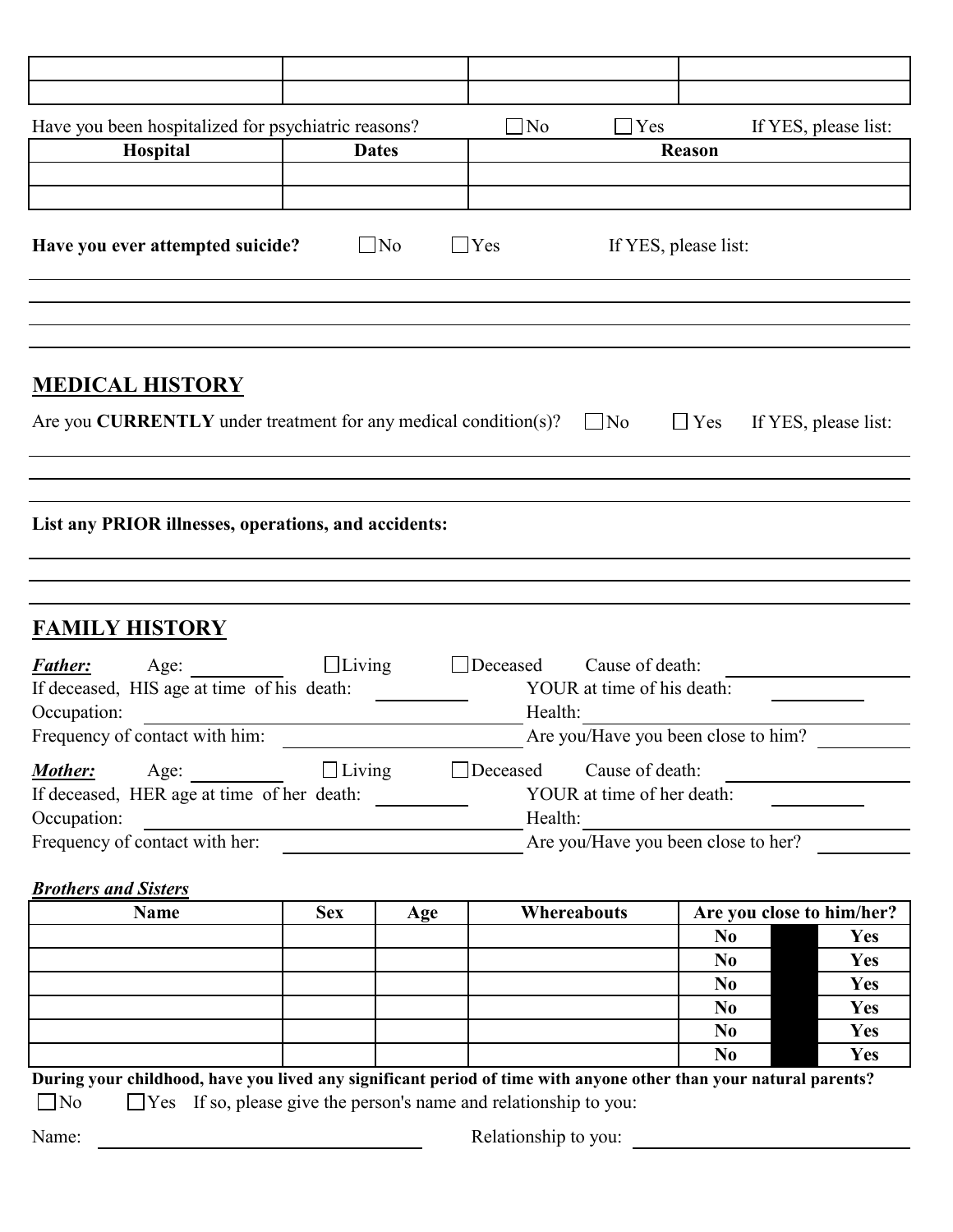| | | | |
|---|---|---|---|
| | | | |
| | | | |

Have you been hospitalized for psychiatric reasons? ☐ No ☐ Yes If YES, please list:

| Hospital | Dates | Reason |
|---|---|---|
| | | |
| | | |

**Have you ever attempted suicide?** ☐ No ☐ Yes If YES, please list:

______________________________________________________________________

______________________________________________________________________

______________________________________________________________________

## MEDICAL HISTORY

Are you **CURRENTLY** under treatment for any medical condition(s)? ☐ No ☐ Yes If YES, please list:

______________________________________________________________________

______________________________________________________________________

**List any PRIOR illnesses, operations, and accidents:**

______________________________________________________________________

______________________________________________________________________

______________________________________________________________________

## FAMILY HISTORY

***Father:*** Age: __________ ☐ Living ☐ Deceased Cause of death: __________________

If deceased, HIS age at time of his death: __________ YOUR at time of his death: __________

Occupation: ______________________________ Health: ______________________________

Frequency of contact with him: ______________________________ Are you/Have you been close to him? __________

***Mother:*** Age: __________ ☐ Living ☐ Deceased Cause of death: __________________

If deceased, HER age at time of her death: __________ YOUR at time of her death: __________

Occupation: ______________________________ Health: ______________________________

Frequency of contact with her: ______________________________ Are you/Have you been close to her? __________

***Brothers and Sisters***

| Name | Sex | Age | Whereabouts | Are you close to him/her? | | |
|---|---|---|---|---|---|---|
| | | | | **No** | | **Yes** |
| | | | | **No** | | **Yes** |
| | | | | **No** | | **Yes** |
| | | | | **No** | | **Yes** |
| | | | | **No** | | **Yes** |
| | | | | **No** | | **Yes** |

**During your childhood, have you lived any significant period of time with anyone other than your natural parents?**

☐ No ☐ Yes If so, please give the person's name and relationship to you:

Name: ______________________________ Relationship to you: ______________________________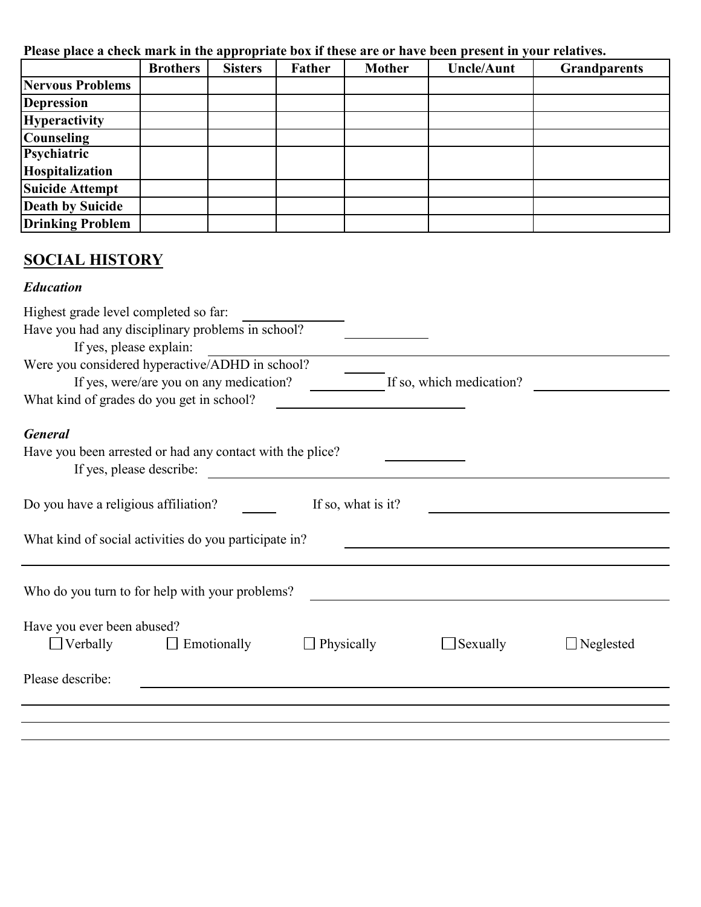**Please place a check mark in the appropriate box if these are or have been present in your relatives.**

| | Brothers | Sisters | Father | Mother | Uncle/Aunt | Grandparents |
|---|---|---|---|---|---|---|
| **Nervous Problems** | | | | | | |
| **Depression** | | | | | | |
| **Hyperactivity** | | | | | | |
| **Counseling** | | | | | | |
| **Psychiatric Hospitalization** | | | | | | |
| **Suicide Attempt** | | | | | | |
| **Death by Suicide** | | | | | | |
| **Drinking Problem** | | | | | | |

## SOCIAL HISTORY

### *Education*

Highest grade level completed so far: ______________

Have you had any disciplinary problems in school? ____________

If yes, please explain: ______________________________

Were you considered hyperactive/ADHD in school? ______

If yes, were/are you on any medication? __________ If so, which medication? ________________

What kind of grades do you get in school? __________________________

### *General*

Have you been arrested or had any contact with the plice? __________

If yes, please describe: ______________________________

Do you have a religious affiliation? _____ If so, what is it? ______________________________

What kind of social activities do you participate in? ______________________________

______________________________

Who do you turn to for help with your problems? ______________________________

Have you ever been abused?

☐ Verbally ☐ Emotionally ☐ Physically ☐ Sexually ☐ Neglested

Please describe: ______________________________

______________________________

______________________________

______________________________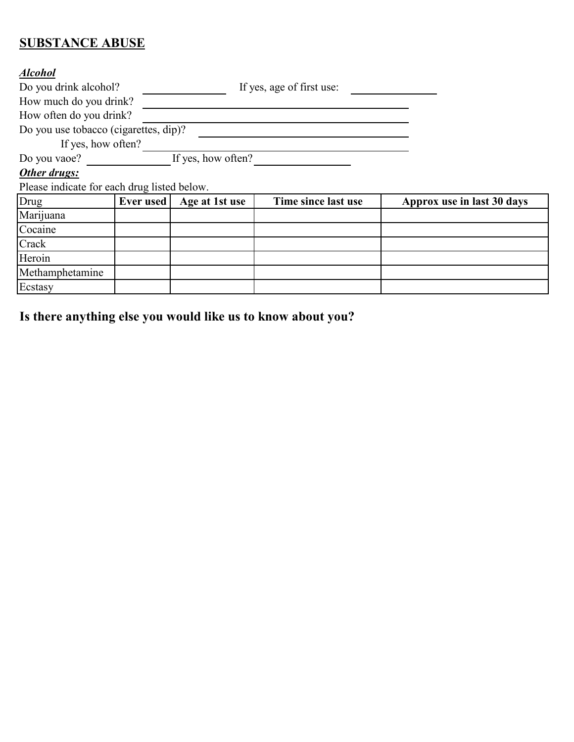## SUBSTANCE ABUSE

***Alcohol***

Do you drink alcohol? ______________ If yes, age of first use: ______________

How much do you drink? ______________________________________________

How often do you drink? ______________________________________________

Do you use tobacco (cigarettes, dip)? ____________________________________

If yes, how often? __________________________________________________

Do you vaoe? ______________ If yes, how often? ______________

***Other drugs:***

Please indicate for each drug listed below.

| Drug | Ever used | Age at 1st use | Time since last use | Approx use in last 30 days |
|---|---|---|---|---|
| Marijuana | | | | |
| Cocaine | | | | |
| Crack | | | | |
| Heroin | | | | |
| Methamphetamine | | | | |
| Ecstasy | | | | |

### Is there anything else you would like us to know about you?